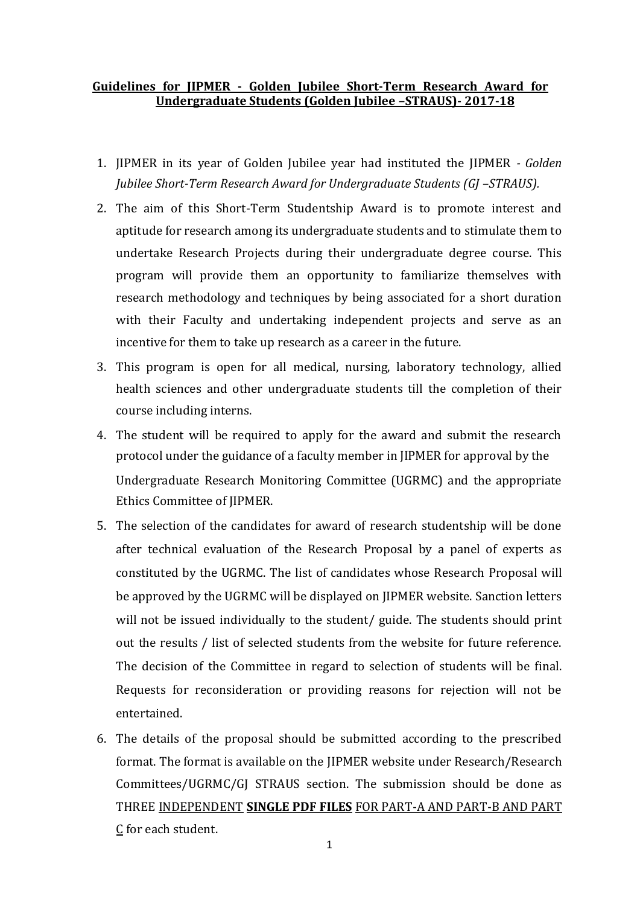**<u>Guidelines for JIPMER - Golden Jubilee Short-Term Research Award for Undergraduate Students (Golden Jubilee –STRAUS)- 2017-18</u>**

1. JIPMER in its year of Golden Jubilee year had instituted the JIPMER - *Golden Jubilee Short-Term Research Award for Undergraduate Students (GJ –STRAUS).*
2. The aim of this Short-Term Studentship Award is to promote interest and aptitude for research among its undergraduate students and to stimulate them to undertake Research Projects during their undergraduate degree course. This program will provide them an opportunity to familiarize themselves with research methodology and techniques by being associated for a short duration with their Faculty and undertaking independent projects and serve as an incentive for them to take up research as a career in the future.
3. This program is open for all medical, nursing, laboratory technology, allied health sciences and other undergraduate students till the completion of their course including interns.
4. The student will be required to apply for the award and submit the research protocol under the guidance of a faculty member in JIPMER for approval by the Undergraduate Research Monitoring Committee (UGRMC) and the appropriate Ethics Committee of JIPMER.
5. The selection of the candidates for award of research studentship will be done after technical evaluation of the Research Proposal by a panel of experts as constituted by the UGRMC. The list of candidates whose Research Proposal will be approved by the UGRMC will be displayed on JIPMER website. Sanction letters will not be issued individually to the student/ guide. The students should print out the results / list of selected students from the website for future reference. The decision of the Committee in regard to selection of students will be final. Requests for reconsideration or providing reasons for rejection will not be entertained.
6. The details of the proposal should be submitted according to the prescribed format. The format is available on the JIPMER website under Research/Research Committees/UGRMC/GJ STRAUS section. The submission should be done as THREE <u>INDEPENDENT</u> <u>**SINGLE PDF FILES**</u> <u>FOR PART-A AND PART-B AND PART C</u> for each student.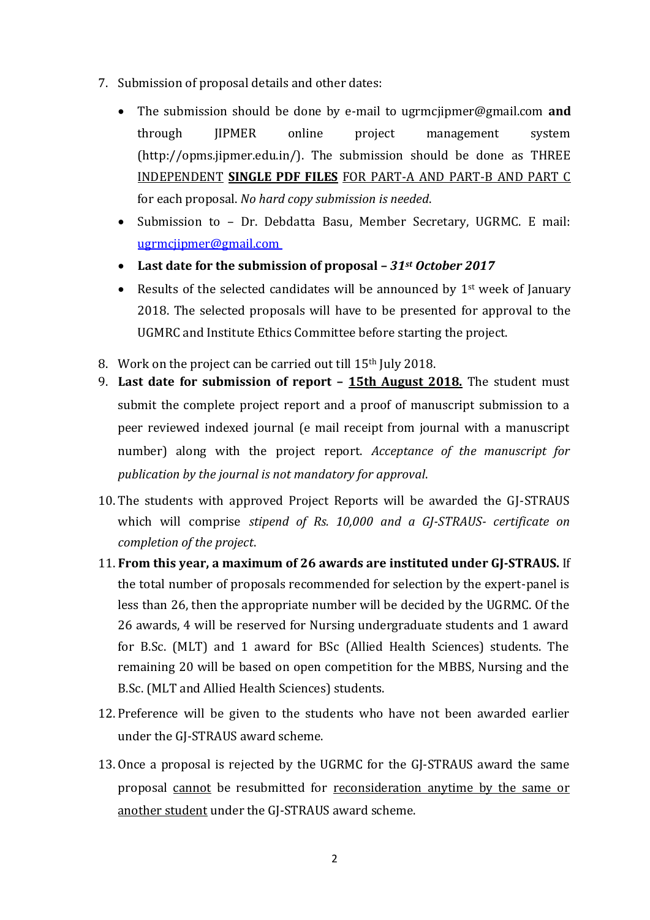7. Submission of proposal details and other dates:

   - The submission should be done by e-mail to ugrmcjipmer@gmail.com **and** through JIPMER online project management system (http://opms.jipmer.edu.in/). The submission should be done as THREE INDEPENDENT **SINGLE PDF FILES** FOR PART-A AND PART-B AND PART C for each proposal. *No hard copy submission is needed*.
   - Submission to – Dr. Debdatta Basu, Member Secretary, UGRMC. E mail: ugrmcjipmer@gmail.com
   - **Last date for the submission of proposal –** ***31st October 2017***
   - Results of the selected candidates will be announced by 1st week of January 2018. The selected proposals will have to be presented for approval to the UGMRC and Institute Ethics Committee before starting the project.

8. Work on the project can be carried out till 15th July 2018.

9. **Last date for submission of report – 15th August 2018.** The student must submit the complete project report and a proof of manuscript submission to a peer reviewed indexed journal (e mail receipt from journal with a manuscript number) along with the project report. *Acceptance of the manuscript for publication by the journal is not mandatory for approval*.

10. The students with approved Project Reports will be awarded the GJ-STRAUS which will comprise *stipend of Rs. 10,000 and a GJ-STRAUS- certificate on completion of the project*.

11. **From this year, a maximum of 26 awards are instituted under GJ-STRAUS.** If the total number of proposals recommended for selection by the expert-panel is less than 26, then the appropriate number will be decided by the UGRMC. Of the 26 awards, 4 will be reserved for Nursing undergraduate students and 1 award for B.Sc. (MLT) and 1 award for BSc (Allied Health Sciences) students. The remaining 20 will be based on open competition for the MBBS, Nursing and the B.Sc. (MLT and Allied Health Sciences) students.

12. Preference will be given to the students who have not been awarded earlier under the GJ-STRAUS award scheme.

13. Once a proposal is rejected by the UGRMC for the GJ-STRAUS award the same proposal cannot be resubmitted for reconsideration anytime by the same or another student under the GJ-STRAUS award scheme.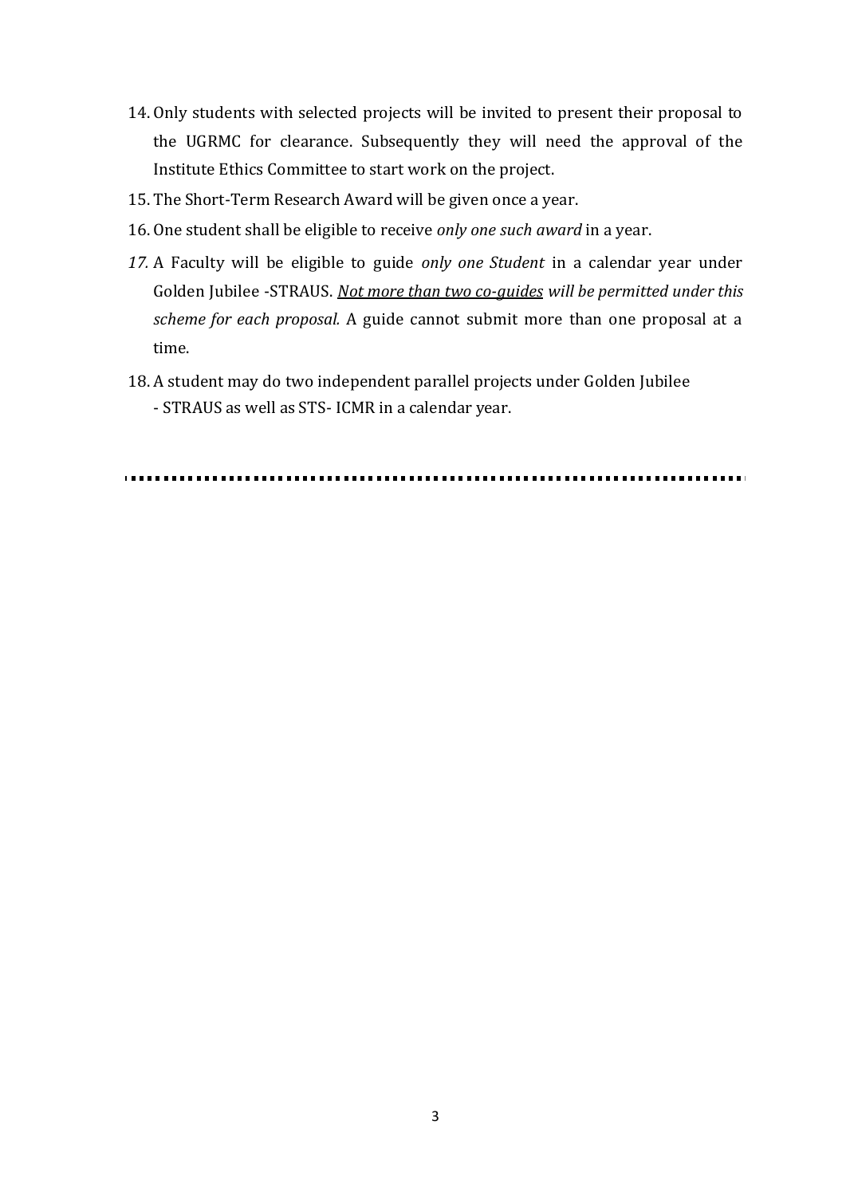14. Only students with selected projects will be invited to present their proposal to the UGRMC for clearance. Subsequently they will need the approval of the Institute Ethics Committee to start work on the project.
15. The Short-Term Research Award will be given once a year.
16. One student shall be eligible to receive *only one such award* in a year.
17. A Faculty will be eligible to guide *only one Student* in a calendar year under Golden Jubilee -STRAUS. *<u>Not more than two co-guides</u> will be permitted under this scheme for each proposal.* A guide cannot submit more than one proposal at a time.
18. A student may do two independent parallel projects under Golden Jubilee - STRAUS as well as STS- ICMR in a calendar year.